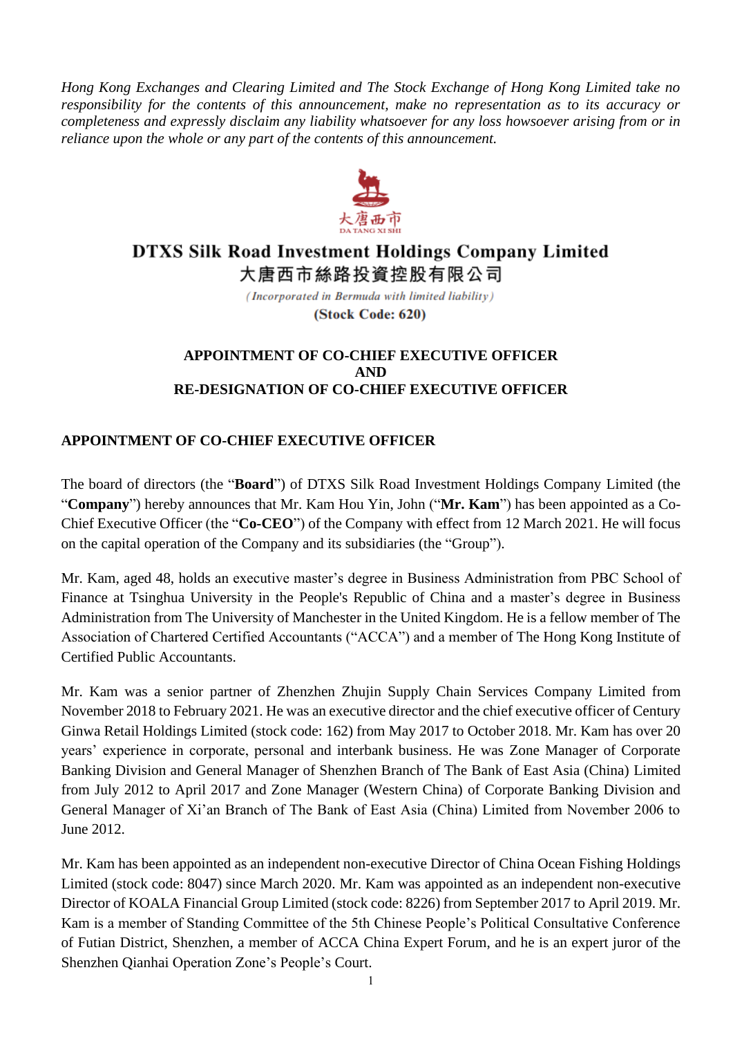*Hong Kong Exchanges and Clearing Limited and The Stock Exchange of Hong Kong Limited take no responsibility for the contents of this announcement, make no representation as to its accuracy or completeness and expressly disclaim any liability whatsoever for any loss howsoever arising from or in reliance upon the whole or any part of the contents of this announcement.*

大唐西市
DA TANG XI SHI

# DTXS Silk Road Investment Holdings Company Limited
# 大唐西市絲路投資控股有限公司

*(Incorporated in Bermuda with limited liability)*

**(Stock Code: 620)**

## APPOINTMENT OF CO-CHIEF EXECUTIVE OFFICER AND RE-DESIGNATION OF CO-CHIEF EXECUTIVE OFFICER

### APPOINTMENT OF CO-CHIEF EXECUTIVE OFFICER

The board of directors (the "**Board**") of DTXS Silk Road Investment Holdings Company Limited (the "**Company**") hereby announces that Mr. Kam Hou Yin, John ("**Mr. Kam**") has been appointed as a Co-Chief Executive Officer (the "**Co-CEO**") of the Company with effect from 12 March 2021. He will focus on the capital operation of the Company and its subsidiaries (the "Group").

Mr. Kam, aged 48, holds an executive master's degree in Business Administration from PBC School of Finance at Tsinghua University in the People's Republic of China and a master's degree in Business Administration from The University of Manchester in the United Kingdom. He is a fellow member of The Association of Chartered Certified Accountants ("ACCA") and a member of The Hong Kong Institute of Certified Public Accountants.

Mr. Kam was a senior partner of Zhenzhen Zhujin Supply Chain Services Company Limited from November 2018 to February 2021. He was an executive director and the chief executive officer of Century Ginwa Retail Holdings Limited (stock code: 162) from May 2017 to October 2018. Mr. Kam has over 20 years' experience in corporate, personal and interbank business. He was Zone Manager of Corporate Banking Division and General Manager of Shenzhen Branch of The Bank of East Asia (China) Limited from July 2012 to April 2017 and Zone Manager (Western China) of Corporate Banking Division and General Manager of Xi'an Branch of The Bank of East Asia (China) Limited from November 2006 to June 2012.

Mr. Kam has been appointed as an independent non-executive Director of China Ocean Fishing Holdings Limited (stock code: 8047) since March 2020. Mr. Kam was appointed as an independent non-executive Director of KOALA Financial Group Limited (stock code: 8226) from September 2017 to April 2019. Mr. Kam is a member of Standing Committee of the 5th Chinese People's Political Consultative Conference of Futian District, Shenzhen, a member of ACCA China Expert Forum, and he is an expert juror of the Shenzhen Qianhai Operation Zone's People's Court.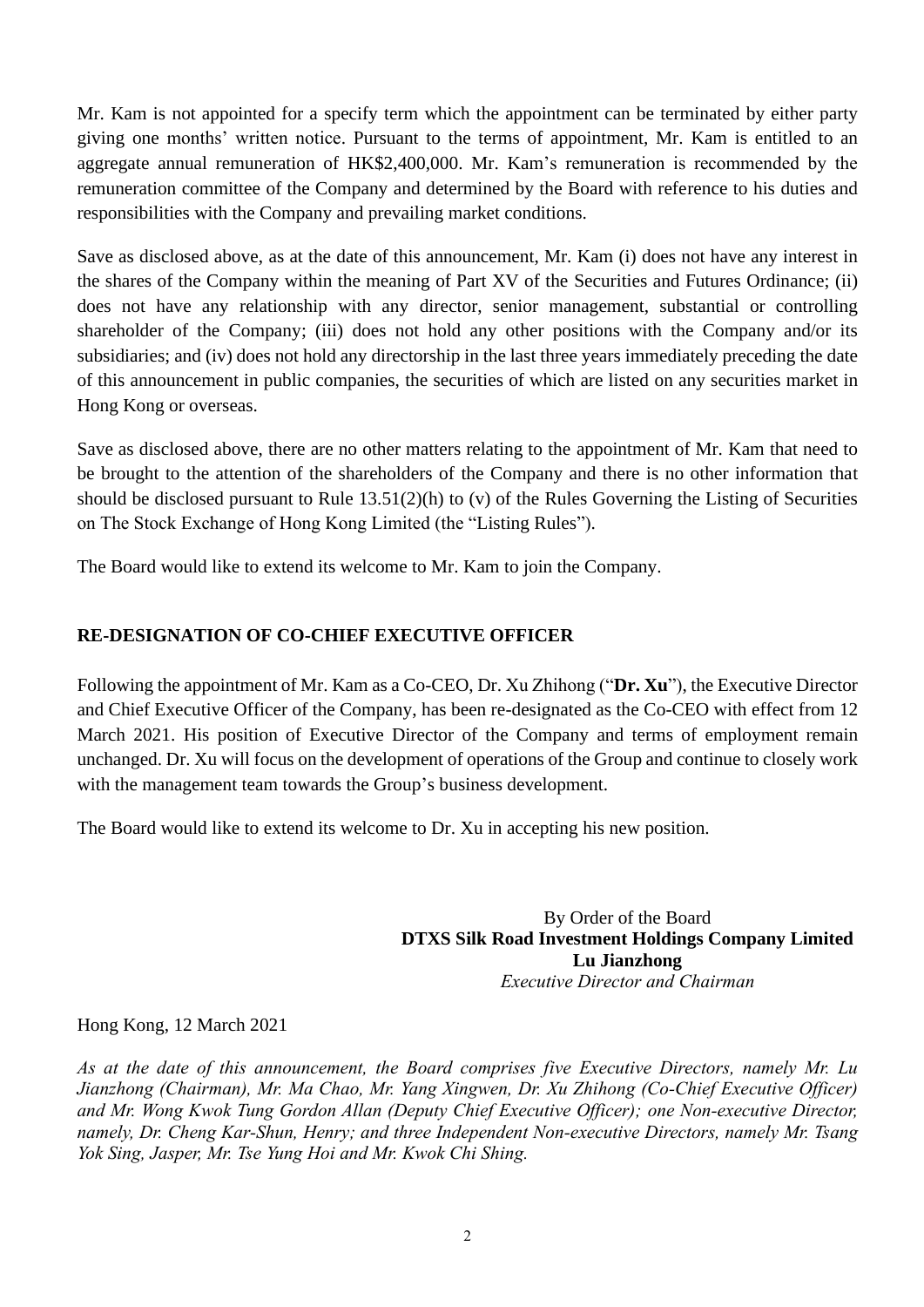Mr. Kam is not appointed for a specify term which the appointment can be terminated by either party giving one months' written notice. Pursuant to the terms of appointment, Mr. Kam is entitled to an aggregate annual remuneration of HK$2,400,000. Mr. Kam's remuneration is recommended by the remuneration committee of the Company and determined by the Board with reference to his duties and responsibilities with the Company and prevailing market conditions.

Save as disclosed above, as at the date of this announcement, Mr. Kam (i) does not have any interest in the shares of the Company within the meaning of Part XV of the Securities and Futures Ordinance; (ii) does not have any relationship with any director, senior management, substantial or controlling shareholder of the Company; (iii) does not hold any other positions with the Company and/or its subsidiaries; and (iv) does not hold any directorship in the last three years immediately preceding the date of this announcement in public companies, the securities of which are listed on any securities market in Hong Kong or overseas.

Save as disclosed above, there are no other matters relating to the appointment of Mr. Kam that need to be brought to the attention of the shareholders of the Company and there is no other information that should be disclosed pursuant to Rule 13.51(2)(h) to (v) of the Rules Governing the Listing of Securities on The Stock Exchange of Hong Kong Limited (the "Listing Rules").

The Board would like to extend its welcome to Mr. Kam to join the Company.

## RE-DESIGNATION OF CO-CHIEF EXECUTIVE OFFICER

Following the appointment of Mr. Kam as a Co-CEO, Dr. Xu Zhihong ("**Dr. Xu**"), the Executive Director and Chief Executive Officer of the Company, has been re-designated as the Co-CEO with effect from 12 March 2021. His position of Executive Director of the Company and terms of employment remain unchanged. Dr. Xu will focus on the development of operations of the Group and continue to closely work with the management team towards the Group's business development.

The Board would like to extend its welcome to Dr. Xu in accepting his new position.

By Order of the Board
**DTXS Silk Road Investment Holdings Company Limited**
**Lu Jianzhong**
*Executive Director and Chairman*

Hong Kong, 12 March 2021

*As at the date of this announcement, the Board comprises five Executive Directors, namely Mr. Lu Jianzhong (Chairman), Mr. Ma Chao, Mr. Yang Xingwen, Dr. Xu Zhihong (Co-Chief Executive Officer) and Mr. Wong Kwok Tung Gordon Allan (Deputy Chief Executive Officer); one Non-executive Director, namely, Dr. Cheng Kar-Shun, Henry; and three Independent Non-executive Directors, namely Mr. Tsang Yok Sing, Jasper, Mr. Tse Yung Hoi and Mr. Kwok Chi Shing.*